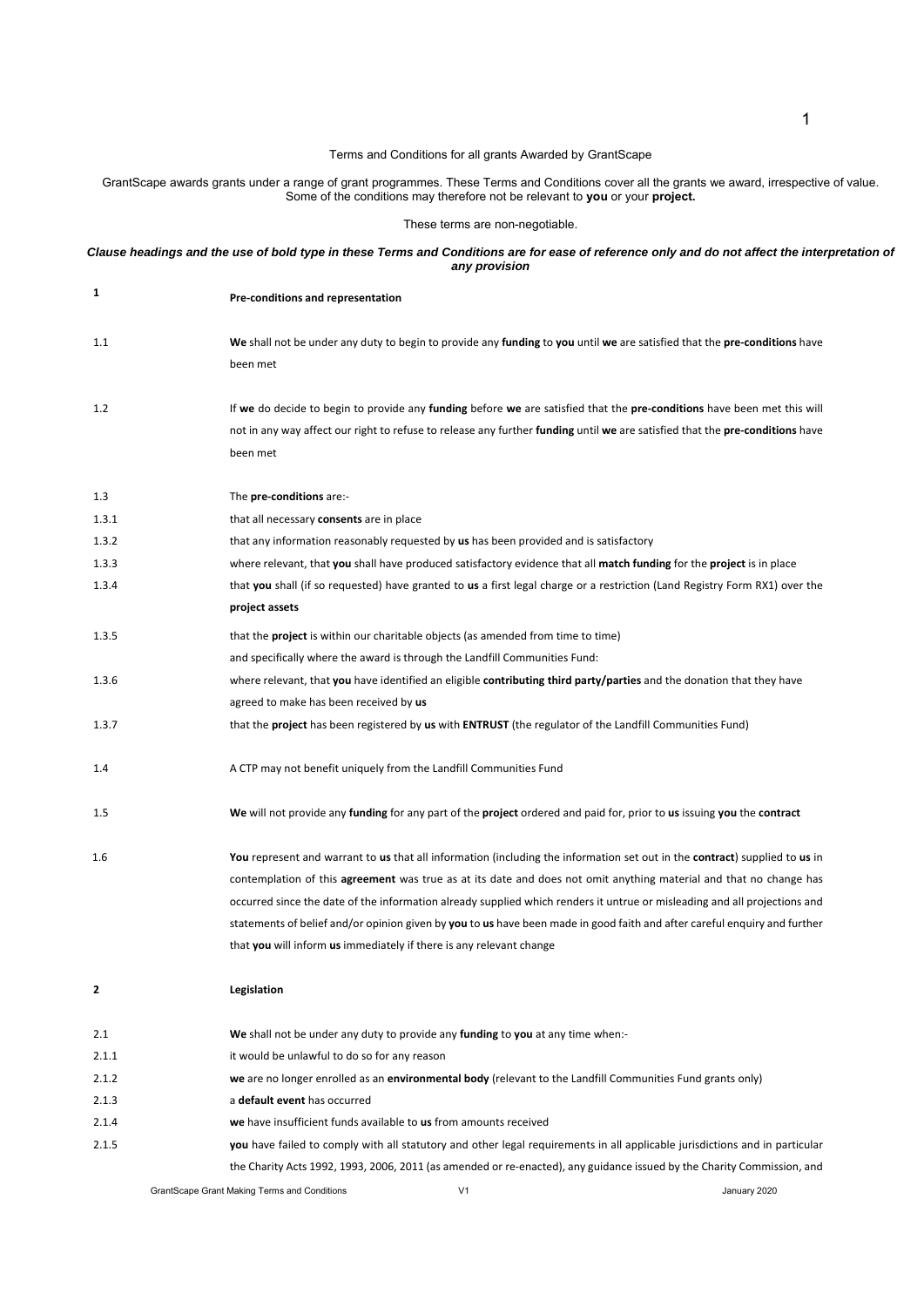# Terms and Conditions for all grants Awarded by GrantScape

GrantScape awards grants under a range of grant programmes. These Terms and Conditions cover all the grants we award, irrespective of value. Some of the conditions may therefore not be relevant to **you** or your **project.**

These terms are non-negotiable.

***Clause headings and the use of bold type in these Terms and Conditions are for ease of reference only and do not affect the interpretation of any provision***

## 1 Pre-conditions and representation

1.1 **We** shall not be under any duty to begin to provide any **funding** to **you** until **we** are satisfied that the **pre-conditions** have been met

1.2 If **we** do decide to begin to provide any **funding** before **we** are satisfied that the **pre-conditions** have been met this will not in any way affect our right to refuse to release any further **funding** until **we** are satisfied that the **pre-conditions** have been met

1.3 The **pre-conditions** are:-

1.3.1 that all necessary **consents** are in place

1.3.2 that any information reasonably requested by **us** has been provided and is satisfactory

1.3.3 where relevant, that **you** shall have produced satisfactory evidence that all **match funding** for the **project** is in place

1.3.4 that **you** shall (if so requested) have granted to **us** a first legal charge or a restriction (Land Registry Form RX1) over the **project assets**

1.3.5 that the **project** is within our charitable objects (as amended from time to time)

and specifically where the award is through the Landfill Communities Fund:

1.3.6 where relevant, that **you** have identified an eligible **contributing third party/parties** and the donation that they have agreed to make has been received by **us**

1.3.7 that the **project** has been registered by **us** with **ENTRUST** (the regulator of the Landfill Communities Fund)

1.4 A CTP may not benefit uniquely from the Landfill Communities Fund

1.5 **We** will not provide any **funding** for any part of the **project** ordered and paid for, prior to **us** issuing **you** the **contract**

1.6 **You** represent and warrant to **us** that all information (including the information set out in the **contract**) supplied to **us** in contemplation of this **agreement** was true as at its date and does not omit anything material and that no change has occurred since the date of the information already supplied which renders it untrue or misleading and all projections and statements of belief and/or opinion given by **you** to **us** have been made in good faith and after careful enquiry and further that **you** will inform **us** immediately if there is any relevant change

## 2 Legislation

2.1 **We** shall not be under any duty to provide any **funding** to **you** at any time when:-

2.1.1 it would be unlawful to do so for any reason

2.1.2 **we** are no longer enrolled as an **environmental body** (relevant to the Landfill Communities Fund grants only)

2.1.3 a **default event** has occurred

2.1.4 **we** have insufficient funds available to **us** from amounts received

2.1.5 **you** have failed to comply with all statutory and other legal requirements in all applicable jurisdictions and in particular the Charity Acts 1992, 1993, 2006, 2011 (as amended or re-enacted), any guidance issued by the Charity Commission, and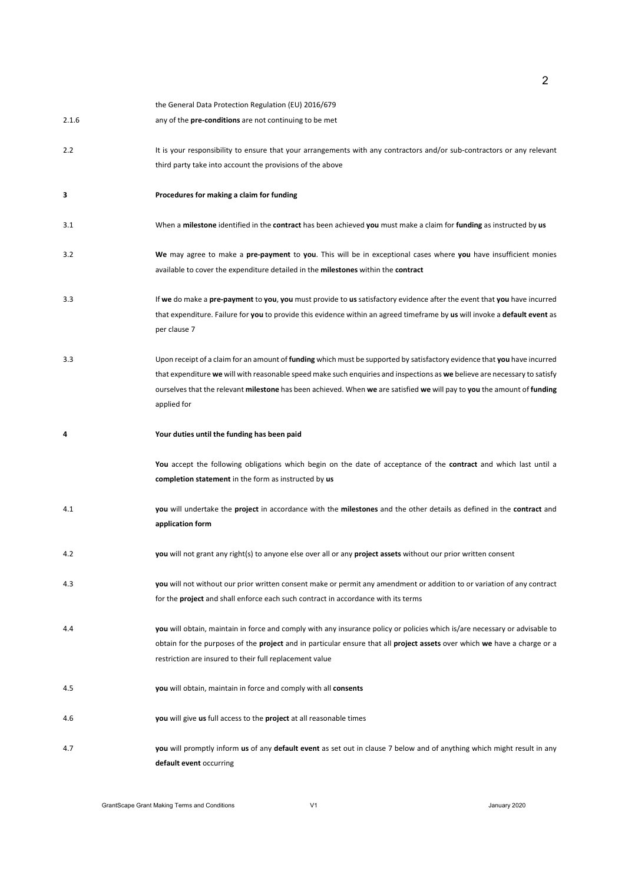the General Data Protection Regulation (EU) 2016/679

2.1.6 any of the **pre-conditions** are not continuing to be met

2.2 It is your responsibility to ensure that your arrangements with any contractors and/or sub-contractors or any relevant third party take into account the provisions of the above

**3 Procedures for making a claim for funding**

3.1 When a **milestone** identified in the **contract** has been achieved **you** must make a claim for **funding** as instructed by **us**

3.2 **We** may agree to make a **pre-payment** to **you**. This will be in exceptional cases where **you** have insufficient monies available to cover the expenditure detailed in the **milestones** within the **contract**

3.3 If **we** do make a **pre-payment** to **you**, **you** must provide to **us** satisfactory evidence after the event that **you** have incurred that expenditure. Failure for **you** to provide this evidence within an agreed timeframe by **us** will invoke a **default event** as per clause 7

3.3 Upon receipt of a claim for an amount of **funding** which must be supported by satisfactory evidence that **you** have incurred that expenditure **we** will with reasonable speed make such enquiries and inspections as **we** believe are necessary to satisfy ourselves that the relevant **milestone** has been achieved. When **we** are satisfied **we** will pay to **you** the amount of **funding** applied for

**4 Your duties until the funding has been paid**

**You** accept the following obligations which begin on the date of acceptance of the **contract** and which last until a **completion statement** in the form as instructed by **us**

4.1 **you** will undertake the **project** in accordance with the **milestones** and the other details as defined in the **contract** and **application form**

4.2 **you** will not grant any right(s) to anyone else over all or any **project assets** without our prior written consent

4.3 **you** will not without our prior written consent make or permit any amendment or addition to or variation of any contract for the **project** and shall enforce each such contract in accordance with its terms

4.4 **you** will obtain, maintain in force and comply with any insurance policy or policies which is/are necessary or advisable to obtain for the purposes of the **project** and in particular ensure that all **project assets** over which **we** have a charge or a restriction are insured to their full replacement value

4.5 **you** will obtain, maintain in force and comply with all **consents**

4.6 **you** will give **us** full access to the **project** at all reasonable times

4.7 **you** will promptly inform **us** of any **default event** as set out in clause 7 below and of anything which might result in any **default event** occurring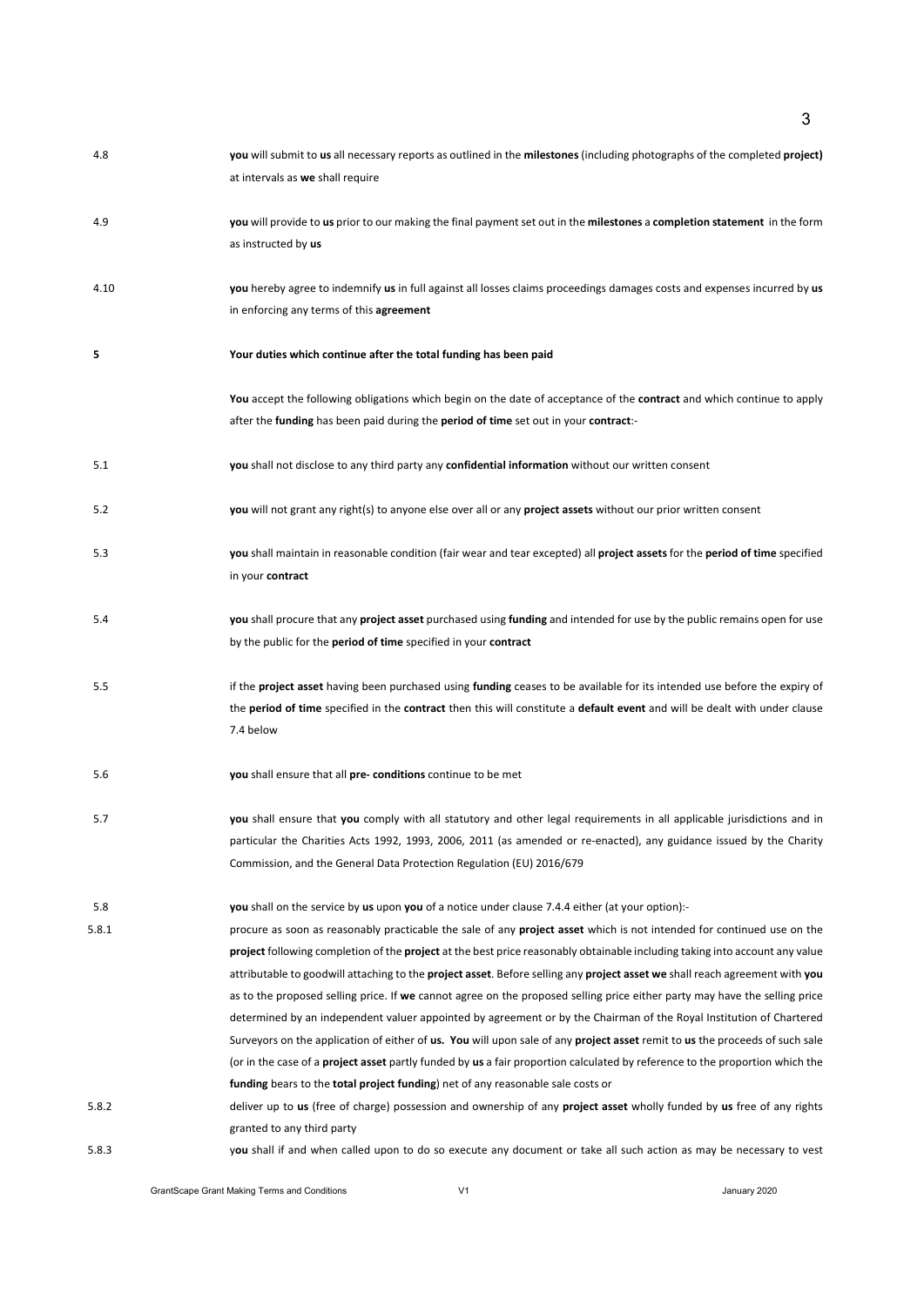4.8 **you** will submit to **us** all necessary reports as outlined in the **milestones** (including photographs of the completed **project)** at intervals as **we** shall require

4.9 **you** will provide to **us** prior to our making the final payment set out in the **milestones** a **completion statement** in the form as instructed by **us**

4.10 **you** hereby agree to indemnify **us** in full against all losses claims proceedings damages costs and expenses incurred by **us** in enforcing any terms of this **agreement**

**5 Your duties which continue after the total funding has been paid**

**You** accept the following obligations which begin on the date of acceptance of the **contract** and which continue to apply after the **funding** has been paid during the **period of time** set out in your **contract**:-

5.1 **you** shall not disclose to any third party any **confidential information** without our written consent

5.2 **you** will not grant any right(s) to anyone else over all or any **project assets** without our prior written consent

5.3 **you** shall maintain in reasonable condition (fair wear and tear excepted) all **project assets** for the **period of time** specified in your **contract**

5.4 **you** shall procure that any **project asset** purchased using **funding** and intended for use by the public remains open for use by the public for the **period of time** specified in your **contract**

5.5 if the **project asset** having been purchased using **funding** ceases to be available for its intended use before the expiry of the **period of time** specified in the **contract** then this will constitute a **default event** and will be dealt with under clause 7.4 below

5.6 **you** shall ensure that all **pre- conditions** continue to be met

5.7 **you** shall ensure that **you** comply with all statutory and other legal requirements in all applicable jurisdictions and in particular the Charities Acts 1992, 1993, 2006, 2011 (as amended or re-enacted), any guidance issued by the Charity Commission, and the General Data Protection Regulation (EU) 2016/679

5.8 **you** shall on the service by **us** upon **you** of a notice under clause 7.4.4 either (at your option):-

5.8.1 procure as soon as reasonably practicable the sale of any **project asset** which is not intended for continued use on the **project** following completion of the **project** at the best price reasonably obtainable including taking into account any value attributable to goodwill attaching to the **project asset**. Before selling any **project asset we** shall reach agreement with **you** as to the proposed selling price. If **we** cannot agree on the proposed selling price either party may have the selling price determined by an independent valuer appointed by agreement or by the Chairman of the Royal Institution of Chartered Surveyors on the application of either of **us. You** will upon sale of any **project asset** remit to **us** the proceeds of such sale (or in the case of a **project asset** partly funded by **us** a fair proportion calculated by reference to the proportion which the **funding** bears to the **total project funding**) net of any reasonable sale costs or

5.8.2 deliver up to **us** (free of charge) possession and ownership of any **project asset** wholly funded by **us** free of any rights granted to any third party

5.8.3 **you** shall if and when called upon to do so execute any document or take all such action as may be necessary to vest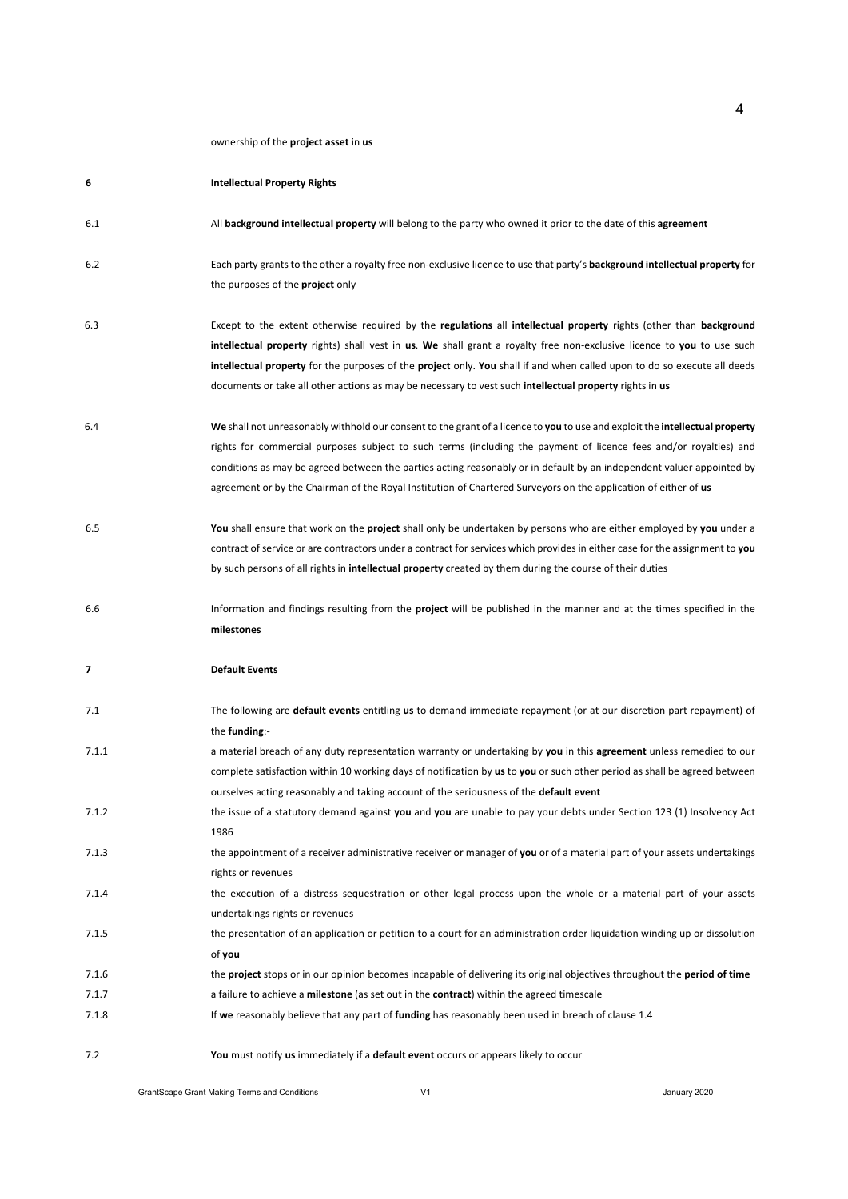ownership of the **project asset** in **us**

**6** **Intellectual Property Rights**

6.1 All **background intellectual property** will belong to the party who owned it prior to the date of this **agreement**

6.2 Each party grants to the other a royalty free non-exclusive licence to use that party's **background intellectual property** for the purposes of the **project** only

6.3 Except to the extent otherwise required by the **regulations** all **intellectual property** rights (other than **background intellectual property** rights) shall vest in **us**. **We** shall grant a royalty free non-exclusive licence to **you** to use such **intellectual property** for the purposes of the **project** only. **You** shall if and when called upon to do so execute all deeds documents or take all other actions as may be necessary to vest such **intellectual property** rights in **us**

6.4 **We** shall not unreasonably withhold our consent to the grant of a licence to **you** to use and exploit the **intellectual property** rights for commercial purposes subject to such terms (including the payment of licence fees and/or royalties) and conditions as may be agreed between the parties acting reasonably or in default by an independent valuer appointed by agreement or by the Chairman of the Royal Institution of Chartered Surveyors on the application of either of **us**

6.5 **You** shall ensure that work on the **project** shall only be undertaken by persons who are either employed by **you** under a contract of service or are contractors under a contract for services which provides in either case for the assignment to **you** by such persons of all rights in **intellectual property** created by them during the course of their duties

6.6 Information and findings resulting from the **project** will be published in the manner and at the times specified in the **milestones**

**7** **Default Events**

7.1 The following are **default events** entitling **us** to demand immediate repayment (or at our discretion part repayment) of the **funding**:-

7.1.1 a material breach of any duty representation warranty or undertaking by **you** in this **agreement** unless remedied to our complete satisfaction within 10 working days of notification by **us** to **you** or such other period as shall be agreed between ourselves acting reasonably and taking account of the seriousness of the **default event**

7.1.2 the issue of a statutory demand against **you** and **you** are unable to pay your debts under Section 123 (1) Insolvency Act 1986

7.1.3 the appointment of a receiver administrative receiver or manager of **you** or of a material part of your assets undertakings rights or revenues

7.1.4 the execution of a distress sequestration or other legal process upon the whole or a material part of your assets undertakings rights or revenues

7.1.5 the presentation of an application or petition to a court for an administration order liquidation winding up or dissolution of **you**

7.1.6 the **project** stops or in our opinion becomes incapable of delivering its original objectives throughout the **period of time**

7.1.7 a failure to achieve a **milestone** (as set out in the **contract**) within the agreed timescale

7.1.8 If **we** reasonably believe that any part of **funding** has reasonably been used in breach of clause 1.4

7.2 **You** must notify **us** immediately if a **default event** occurs or appears likely to occur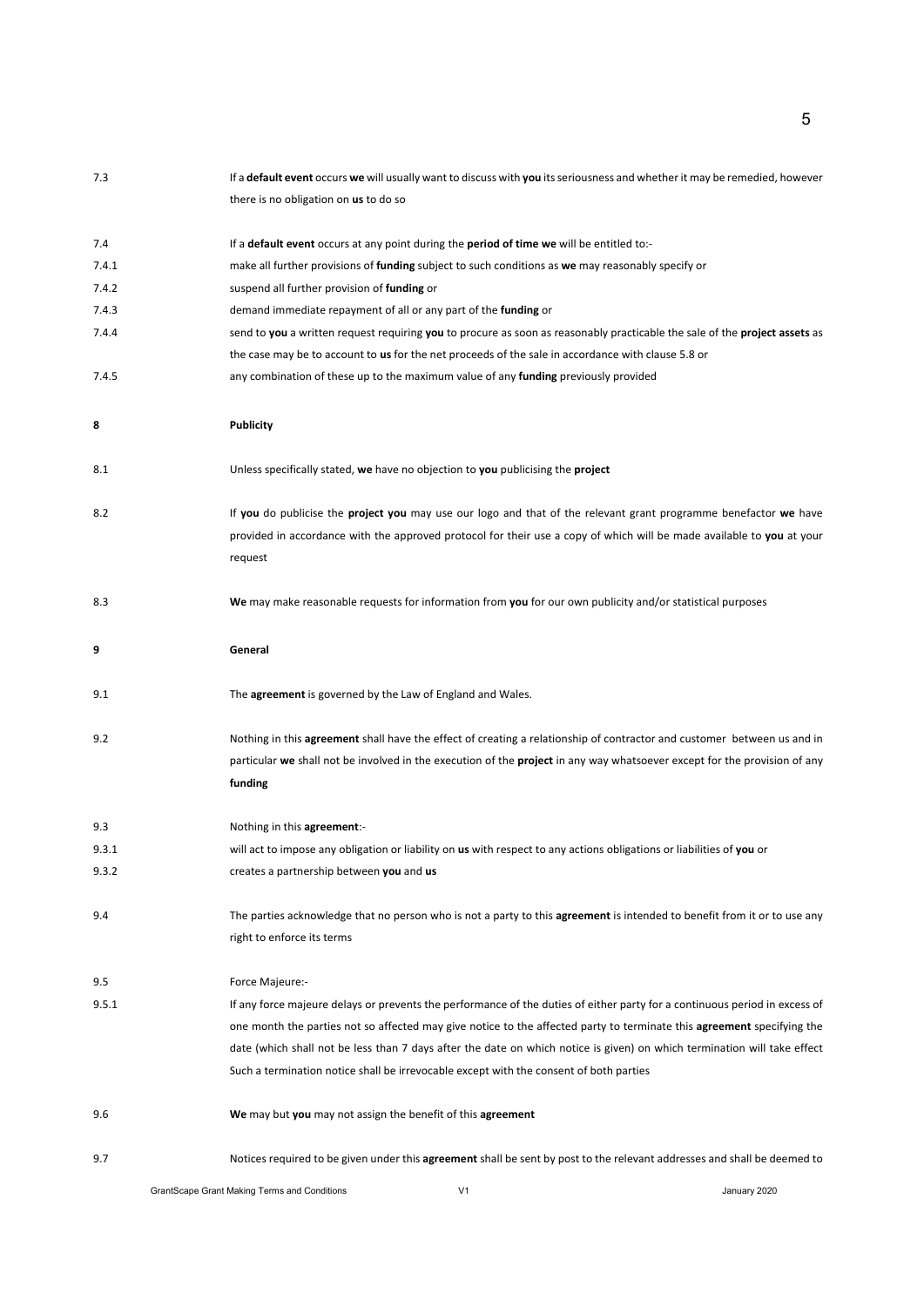7.3 If a **default event** occurs **we** will usually want to discuss with **you** its seriousness and whether it may be remedied, however there is no obligation on **us** to do so

7.4 If a **default event** occurs at any point during the **period of time we** will be entitled to:-

7.4.1 make all further provisions of **funding** subject to such conditions as **we** may reasonably specify or

7.4.2 suspend all further provision of **funding** or

7.4.3 demand immediate repayment of all or any part of the **funding** or

7.4.4 send to **you** a written request requiring **you** to procure as soon as reasonably practicable the sale of the **project assets** as the case may be to account to **us** for the net proceeds of the sale in accordance with clause 5.8 or

7.4.5 any combination of these up to the maximum value of any **funding** previously provided

## 8 Publicity

8.1 Unless specifically stated, **we** have no objection to **you** publicising the **project**

8.2 If **you** do publicise the **project you** may use our logo and that of the relevant grant programme benefactor **we** have provided in accordance with the approved protocol for their use a copy of which will be made available to **you** at your request

8.3 **We** may make reasonable requests for information from **you** for our own publicity and/or statistical purposes

## 9 General

9.1 The **agreement** is governed by the Law of England and Wales.

9.2 Nothing in this **agreement** shall have the effect of creating a relationship of contractor and customer between us and in particular **we** shall not be involved in the execution of the **project** in any way whatsoever except for the provision of any **funding**

9.3 Nothing in this **agreement**:-

9.3.1 will act to impose any obligation or liability on **us** with respect to any actions obligations or liabilities of **you** or

9.3.2 creates a partnership between **you** and **us**

9.4 The parties acknowledge that no person who is not a party to this **agreement** is intended to benefit from it or to use any right to enforce its terms

9.5 Force Majeure:-

9.5.1 If any force majeure delays or prevents the performance of the duties of either party for a continuous period in excess of one month the parties not so affected may give notice to the affected party to terminate this **agreement** specifying the date (which shall not be less than 7 days after the date on which notice is given) on which termination will take effect Such a termination notice shall be irrevocable except with the consent of both parties

9.6 **We** may but **you** may not assign the benefit of this **agreement**

9.7 Notices required to be given under this **agreement** shall be sent by post to the relevant addresses and shall be deemed to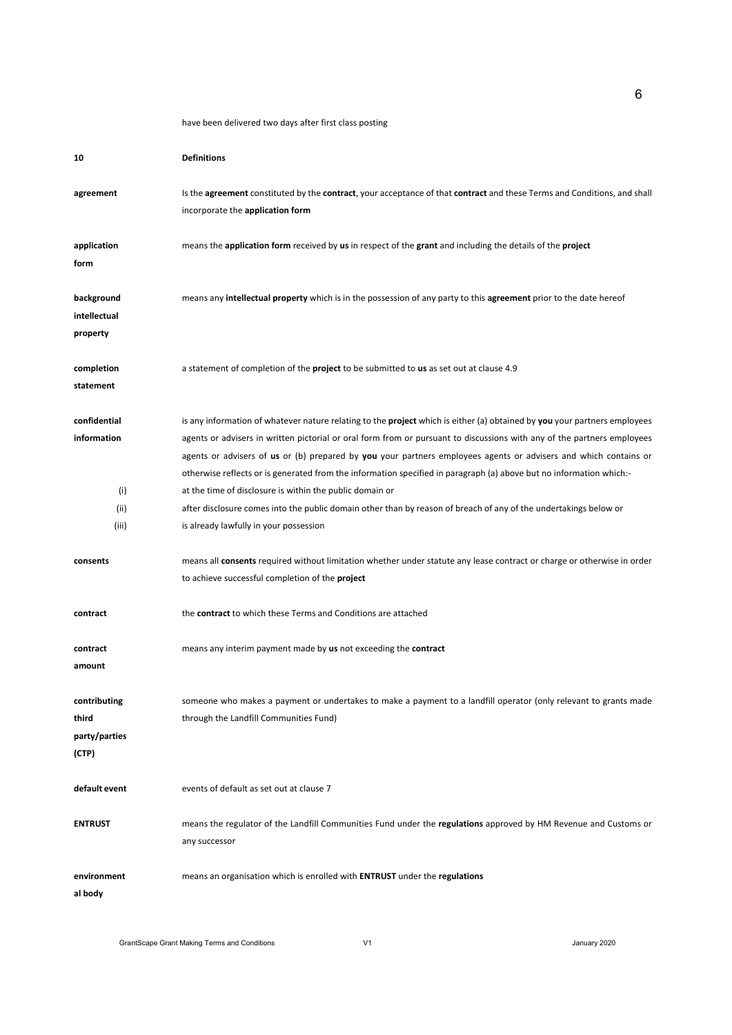have been delivered two days after first class posting

## 10 Definitions

**agreement** Is the **agreement** constituted by the **contract**, your acceptance of that **contract** and these Terms and Conditions, and shall incorporate the **application form**

**application form** means the **application form** received by **us** in respect of the **grant** and including the details of the **project**

**background intellectual property** means any **intellectual property** which is in the possession of any party to this **agreement** prior to the date hereof

**completion statement** a statement of completion of the **project** to be submitted to **us** as set out at clause 4.9

**confidential information** is any information of whatever nature relating to the **project** which is either (a) obtained by **you** your partners employees agents or advisers in written pictorial or oral form from or pursuant to discussions with any of the partners employees agents or advisers of **us** or (b) prepared by **you** your partners employees agents or advisers and which contains or otherwise reflects or is generated from the information specified in paragraph (a) above but no information which:-

(i) at the time of disclosure is within the public domain or

(ii) after disclosure comes into the public domain other than by reason of breach of any of the undertakings below or

(iii) is already lawfully in your possession

**consents** means all **consents** required without limitation whether under statute any lease contract or charge or otherwise in order to achieve successful completion of the **project**

**contract** the **contract** to which these Terms and Conditions are attached

**contract amount** means any interim payment made by **us** not exceeding the **contract**

**contributing third party/parties (CTP)** someone who makes a payment or undertakes to make a payment to a landfill operator (only relevant to grants made through the Landfill Communities Fund)

**default event** events of default as set out at clause 7

**ENTRUST** means the regulator of the Landfill Communities Fund under the **regulations** approved by HM Revenue and Customs or any successor

**environmental body** means an organisation which is enrolled with **ENTRUST** under the **regulations**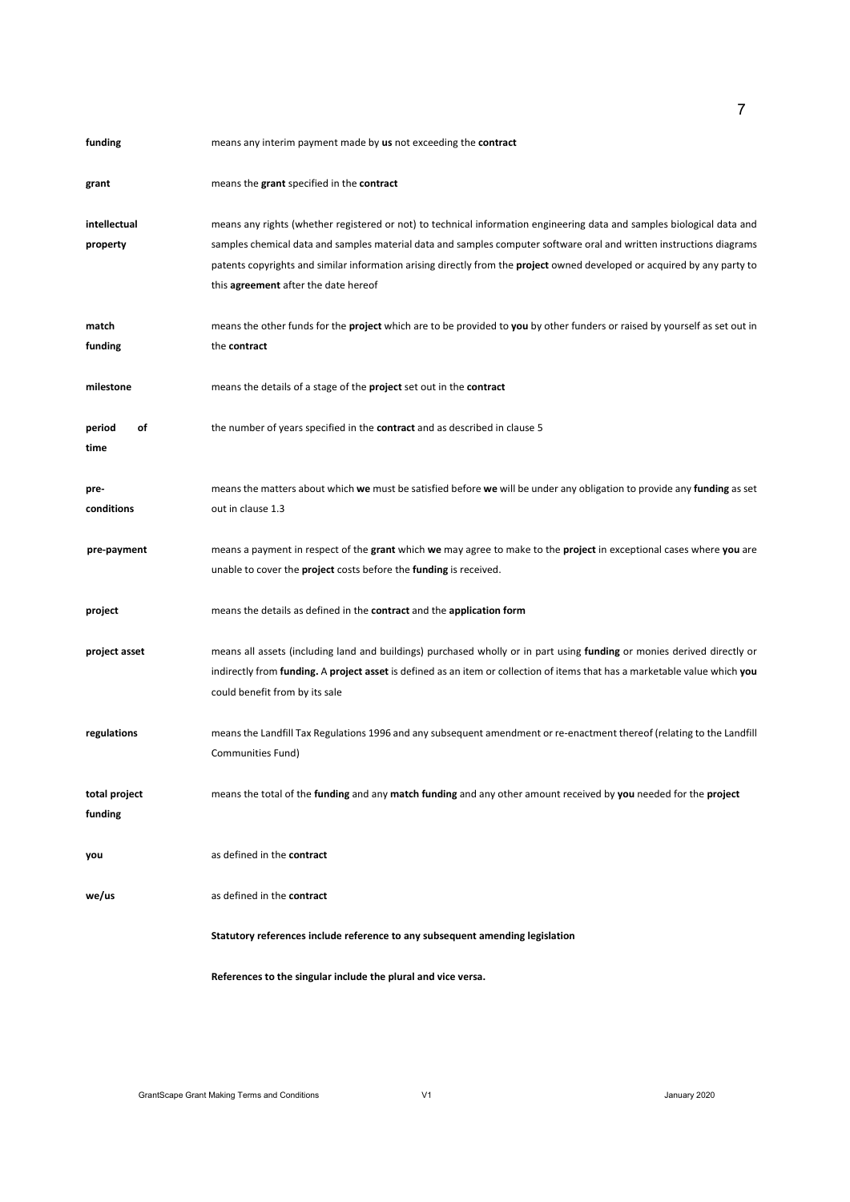| | |
|---|---|
| **funding** | means any interim payment made by **us** not exceeding the **contract** |
| **grant** | means the **grant** specified in the **contract** |
| **intellectual property** | means any rights (whether registered or not) to technical information engineering data and samples biological data and samples chemical data and samples material data and samples computer software oral and written instructions diagrams patents copyrights and similar information arising directly from the **project** owned developed or acquired by any party to this **agreement** after the date hereof |
| **match funding** | means the other funds for the **project** which are to be provided to **you** by other funders or raised by yourself as set out in the **contract** |
| **milestone** | means the details of a stage of the **project** set out in the **contract** |
| **period of time** | the number of years specified in the **contract** and as described in clause 5 |
| **pre-conditions** | means the matters about which **we** must be satisfied before **we** will be under any obligation to provide any **funding** as set out in clause 1.3 |
| **pre-payment** | means a payment in respect of the **grant** which **we** may agree to make to the **project** in exceptional cases where **you** are unable to cover the **project** costs before the **funding** is received. |
| **project** | means the details as defined in the **contract** and the **application form** |
| **project asset** | means all assets (including land and buildings) purchased wholly or in part using **funding** or monies derived directly or indirectly from **funding.** A **project asset** is defined as an item or collection of items that has a marketable value which **you** could benefit from by its sale |
| **regulations** | means the Landfill Tax Regulations 1996 and any subsequent amendment or re-enactment thereof (relating to the Landfill Communities Fund) |
| **total project funding** | means the total of the **funding** and any **match funding** and any other amount received by **you** needed for the **project** |
| **you** | as defined in the **contract** |
| **we/us** | as defined in the **contract** |

**Statutory references include reference to any subsequent amending legislation**

**References to the singular include the plural and vice versa.**